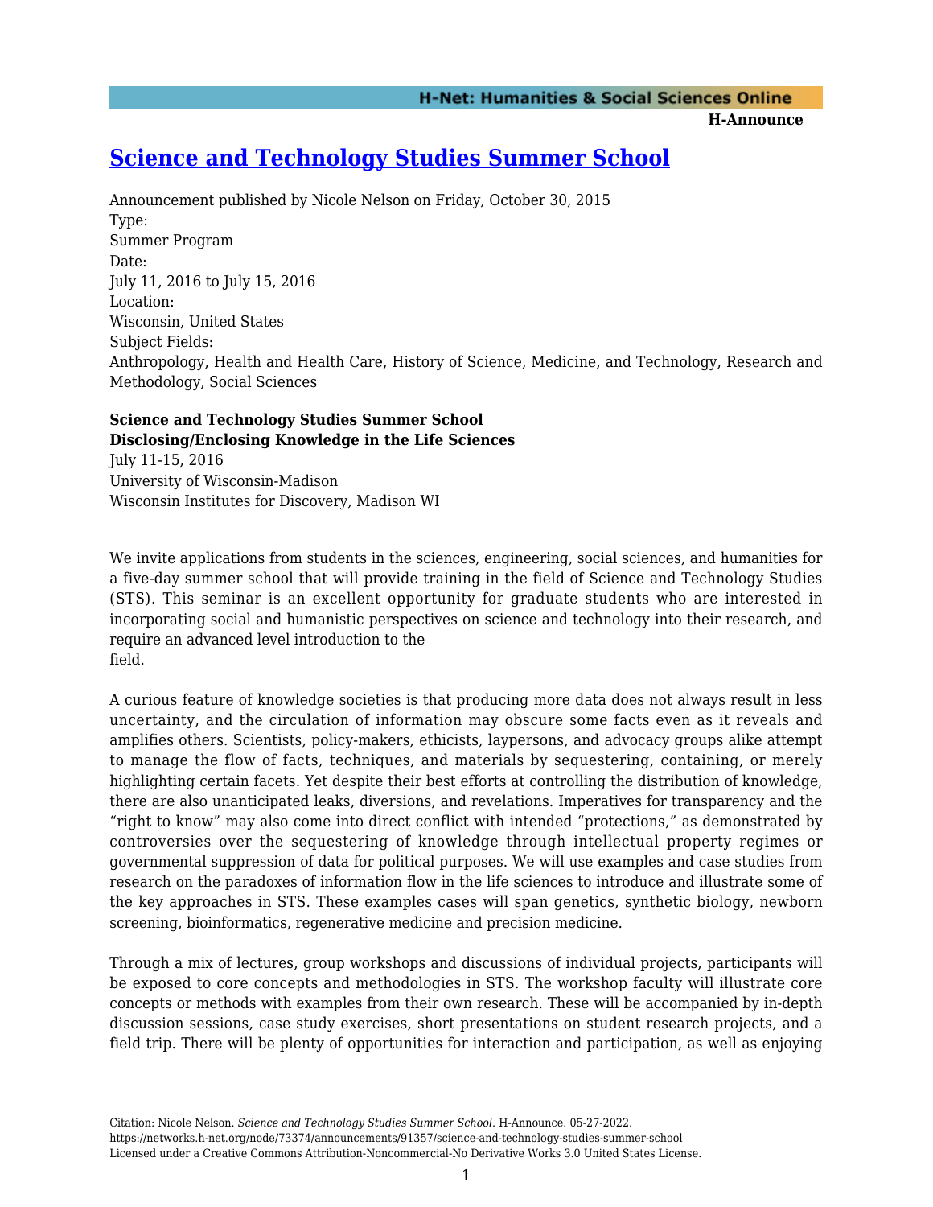# [Science and Technology Studies Summer School](https://networks.h-net.org/node/73374/announcements/91357/science-and-technology-studies-summer-school)

Announcement published by Nicole Nelson on Friday, October 30, 2015

Type:
Summer Program

Date:
July 11, 2016 to July 15, 2016

Location:
Wisconsin, United States

Subject Fields:
Anthropology, Health and Health Care, History of Science, Medicine, and Technology, Research and Methodology, Social Sciences

**Science and Technology Studies Summer School**
**Disclosing/Enclosing Knowledge in the Life Sciences**
July 11-15, 2016
University of Wisconsin-Madison
Wisconsin Institutes for Discovery, Madison WI

We invite applications from students in the sciences, engineering, social sciences, and humanities for a five-day summer school that will provide training in the field of Science and Technology Studies (STS). This seminar is an excellent opportunity for graduate students who are interested in incorporating social and humanistic perspectives on science and technology into their research, and require an advanced level introduction to the field.

A curious feature of knowledge societies is that producing more data does not always result in less uncertainty, and the circulation of information may obscure some facts even as it reveals and amplifies others. Scientists, policy-makers, ethicists, laypersons, and advocacy groups alike attempt to manage the flow of facts, techniques, and materials by sequestering, containing, or merely highlighting certain facets. Yet despite their best efforts at controlling the distribution of knowledge, there are also unanticipated leaks, diversions, and revelations. Imperatives for transparency and the "right to know" may also come into direct conflict with intended "protections," as demonstrated by controversies over the sequestering of knowledge through intellectual property regimes or governmental suppression of data for political purposes. We will use examples and case studies from research on the paradoxes of information flow in the life sciences to introduce and illustrate some of the key approaches in STS. These examples cases will span genetics, synthetic biology, newborn screening, bioinformatics, regenerative medicine and precision medicine.

Through a mix of lectures, group workshops and discussions of individual projects, participants will be exposed to core concepts and methodologies in STS. The workshop faculty will illustrate core concepts or methods with examples from their own research. These will be accompanied by in-depth discussion sessions, case study exercises, short presentations on student research projects, and a field trip. There will be plenty of opportunities for interaction and participation, as well as enjoying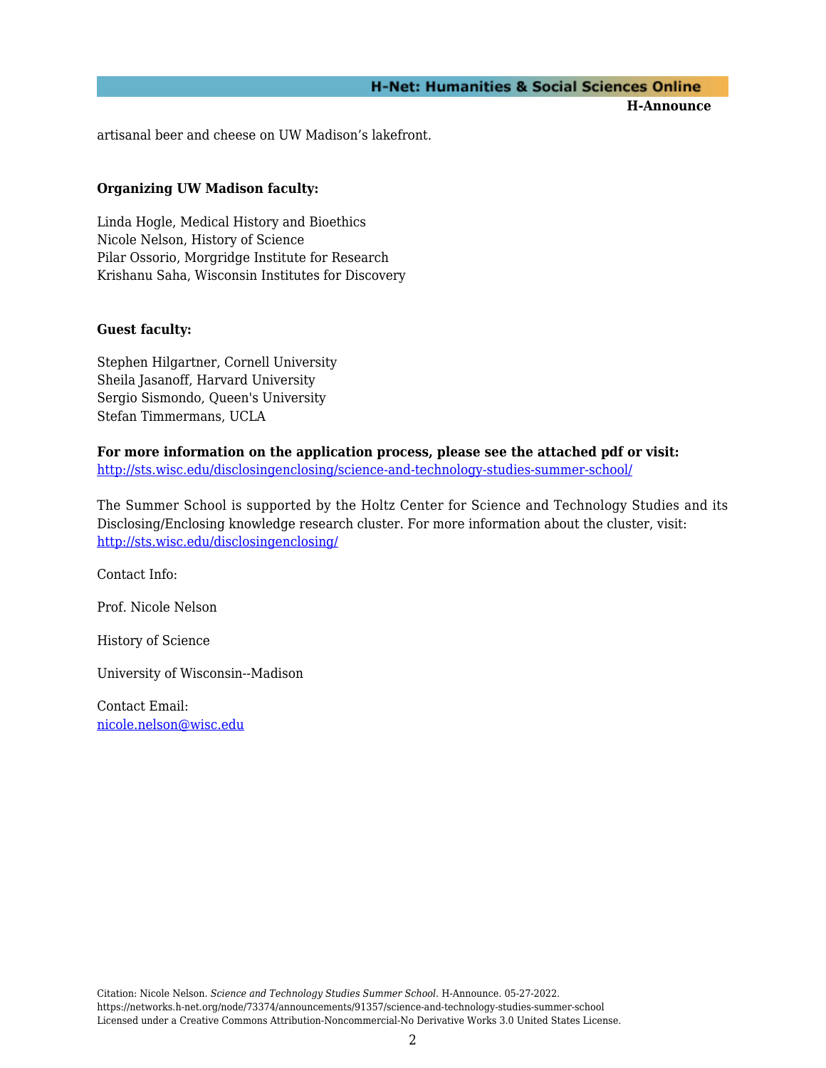artisanal beer and cheese on UW Madison's lakefront.

**Organizing UW Madison faculty:**

Linda Hogle, Medical History and Bioethics
Nicole Nelson, History of Science
Pilar Ossorio, Morgridge Institute for Research
Krishanu Saha, Wisconsin Institutes for Discovery

**Guest faculty:**

Stephen Hilgartner, Cornell University
Sheila Jasanoff, Harvard University
Sergio Sismondo, Queen's University
Stefan Timmermans, UCLA

**For more information on the application process, please see the attached pdf or visit:**
http://sts.wisc.edu/disclosingenclosing/science-and-technology-studies-summer-school/

The Summer School is supported by the Holtz Center for Science and Technology Studies and its Disclosing/Enclosing knowledge research cluster. For more information about the cluster, visit: http://sts.wisc.edu/disclosingenclosing/

Contact Info:

Prof. Nicole Nelson

History of Science

University of Wisconsin--Madison

Contact Email:
nicole.nelson@wisc.edu

Citation: Nicole Nelson. *Science and Technology Studies Summer School*. H-Announce. 05-27-2022.
https://networks.h-net.org/node/73374/announcements/91357/science-and-technology-studies-summer-school
Licensed under a Creative Commons Attribution-Noncommercial-No Derivative Works 3.0 United States License.